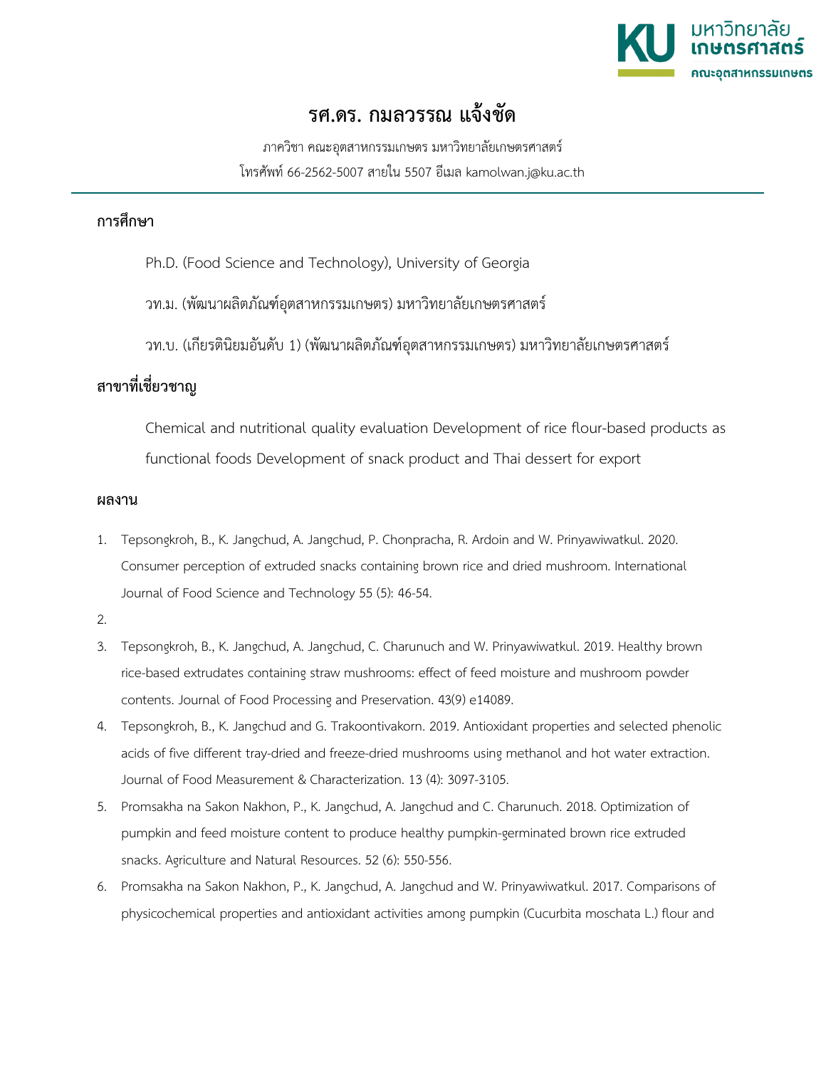# รศ.ดร. กมลวรรณ แจ้งชัด

ภาควิชา คณะอุตสาหกรรมเกษตร มหาวิทยาลัยเกษตรศาสตร์

โทรศัพท์ 66-2562-5007 สายใน 5507 อีเมล kamolwan.j@ku.ac.th

## การศึกษา

Ph.D. (Food Science and Technology), University of Georgia

วท.ม. (พัฒนาผลิตภัณฑ์อุตสาหกรรมเกษตร) มหาวิทยาลัยเกษตรศาสตร์

วท.บ. (เกียรตินิยมอันดับ 1) (พัฒนาผลิตภัณฑ์อุตสาหกรรมเกษตร) มหาวิทยาลัยเกษตรศาสตร์

## สาขาที่เชี่ยวชาญ

Chemical and nutritional quality evaluation Development of rice flour-based products as functional foods Development of snack product and Thai dessert for export

## ผลงาน

1. Tepsongkroh, B., K. Jangchud, A. Jangchud, P. Chonpracha, R. Ardoin and W. Prinyawiwatkul. 2020. Consumer perception of extruded snacks containing brown rice and dried mushroom. International Journal of Food Science and Technology 55 (5): 46-54.
2. 
3. Tepsongkroh, B., K. Jangchud, A. Jangchud, C. Charunuch and W. Prinyawiwatkul. 2019. Healthy brown rice-based extrudates containing straw mushrooms: effect of feed moisture and mushroom powder contents. Journal of Food Processing and Preservation. 43(9) e14089.
4. Tepsongkroh, B., K. Jangchud and G. Trakoontivakorn. 2019. Antioxidant properties and selected phenolic acids of five different tray-dried and freeze-dried mushrooms using methanol and hot water extraction. Journal of Food Measurement & Characterization. 13 (4): 3097-3105.
5. Promsakha na Sakon Nakhon, P., K. Jangchud, A. Jangchud and C. Charunuch. 2018. Optimization of pumpkin and feed moisture content to produce healthy pumpkin-germinated brown rice extruded snacks. Agriculture and Natural Resources. 52 (6): 550-556.
6. Promsakha na Sakon Nakhon, P., K. Jangchud, A. Jangchud and W. Prinyawiwatkul. 2017. Comparisons of physicochemical properties and antioxidant activities among pumpkin (Cucurbita moschata L.) flour and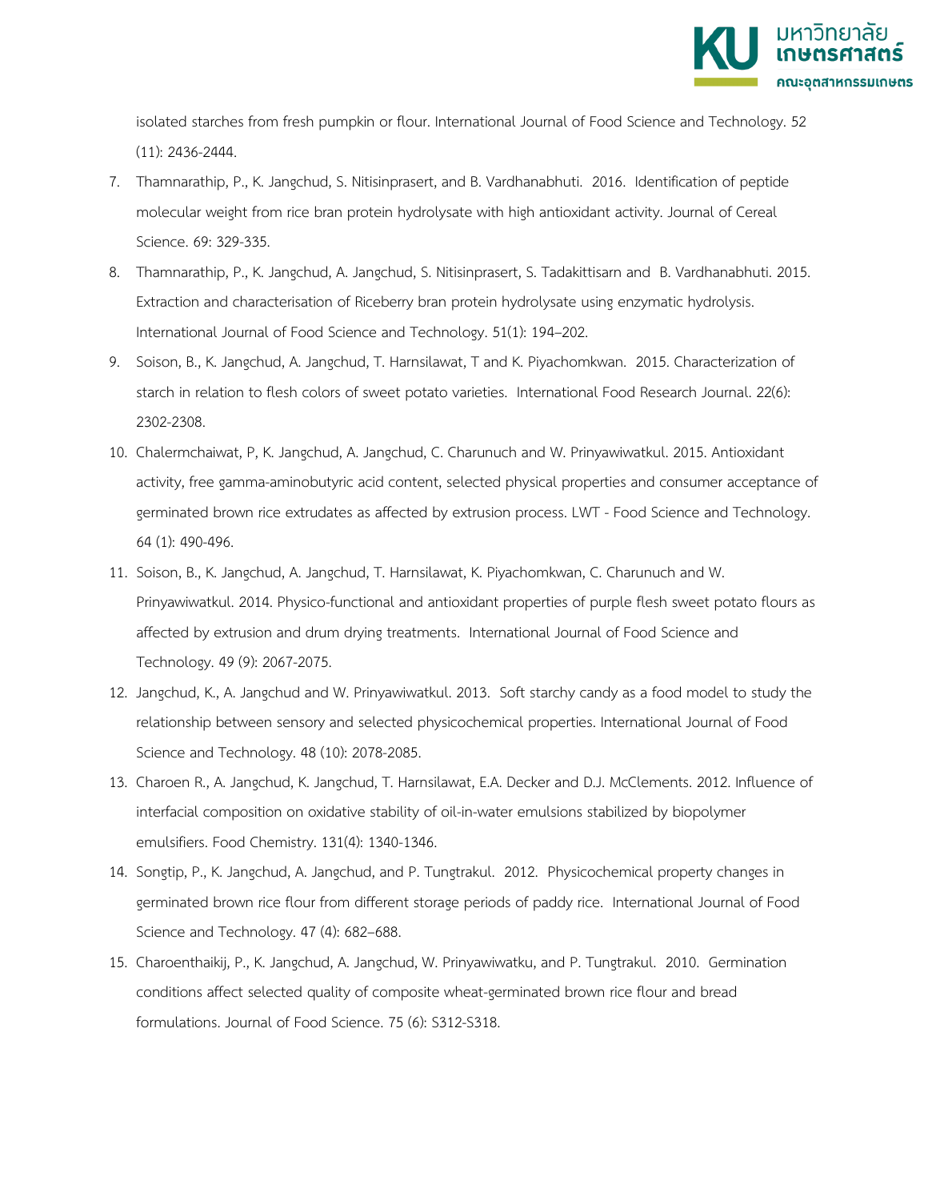isolated starches from fresh pumpkin or flour. International Journal of Food Science and Technology. 52 (11): 2436-2444.

7. Thamnarathip, P., K. Jangchud, S. Nitisinprasert, and B. Vardhanabhuti. 2016. Identification of peptide molecular weight from rice bran protein hydrolysate with high antioxidant activity. Journal of Cereal Science. 69: 329-335.
8. Thamnarathip, P., K. Jangchud, A. Jangchud, S. Nitisinprasert, S. Tadakittisarn and B. Vardhanabhuti. 2015. Extraction and characterisation of Riceberry bran protein hydrolysate using enzymatic hydrolysis. International Journal of Food Science and Technology. 51(1): 194–202.
9. Soison, B., K. Jangchud, A. Jangchud, T. Harnsilawat, T and K. Piyachomkwan. 2015. Characterization of starch in relation to flesh colors of sweet potato varieties. International Food Research Journal. 22(6): 2302-2308.
10. Chalermchaiwat, P, K. Jangchud, A. Jangchud, C. Charunuch and W. Prinyawiwatkul. 2015. Antioxidant activity, free gamma-aminobutyric acid content, selected physical properties and consumer acceptance of germinated brown rice extrudates as affected by extrusion process. LWT - Food Science and Technology. 64 (1): 490-496.
11. Soison, B., K. Jangchud, A. Jangchud, T. Harnsilawat, K. Piyachomkwan, C. Charunuch and W. Prinyawiwatkul. 2014. Physico-functional and antioxidant properties of purple flesh sweet potato flours as affected by extrusion and drum drying treatments. International Journal of Food Science and Technology. 49 (9): 2067-2075.
12. Jangchud, K., A. Jangchud and W. Prinyawiwatkul. 2013. Soft starchy candy as a food model to study the relationship between sensory and selected physicochemical properties. International Journal of Food Science and Technology. 48 (10): 2078-2085.
13. Charoen R., A. Jangchud, K. Jangchud, T. Harnsilawat, E.A. Decker and D.J. McClements. 2012. Influence of interfacial composition on oxidative stability of oil-in-water emulsions stabilized by biopolymer emulsifiers. Food Chemistry. 131(4): 1340-1346.
14. Songtip, P., K. Jangchud, A. Jangchud, and P. Tungtrakul. 2012. Physicochemical property changes in germinated brown rice flour from different storage periods of paddy rice. International Journal of Food Science and Technology. 47 (4): 682–688.
15. Charoenthaikij, P., K. Jangchud, A. Jangchud, W. Prinyawiwatku, and P. Tungtrakul. 2010. Germination conditions affect selected quality of composite wheat-germinated brown rice flour and bread formulations. Journal of Food Science. 75 (6): S312-S318.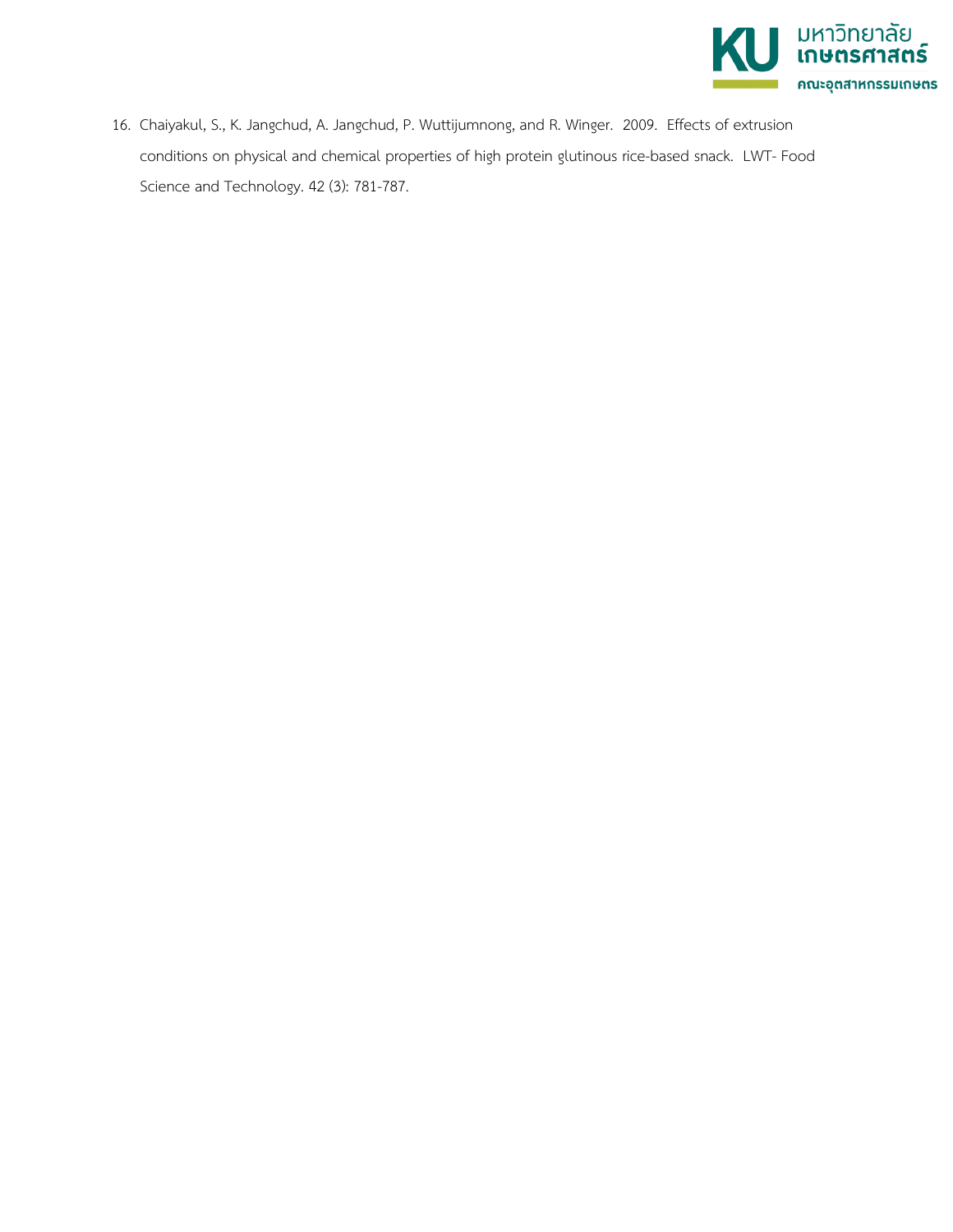16. Chaiyakul, S., K. Jangchud, A. Jangchud, P. Wuttijumnong, and R. Winger. 2009. Effects of extrusion conditions on physical and chemical properties of high protein glutinous rice-based snack. LWT- Food Science and Technology. 42 (3): 781-787.